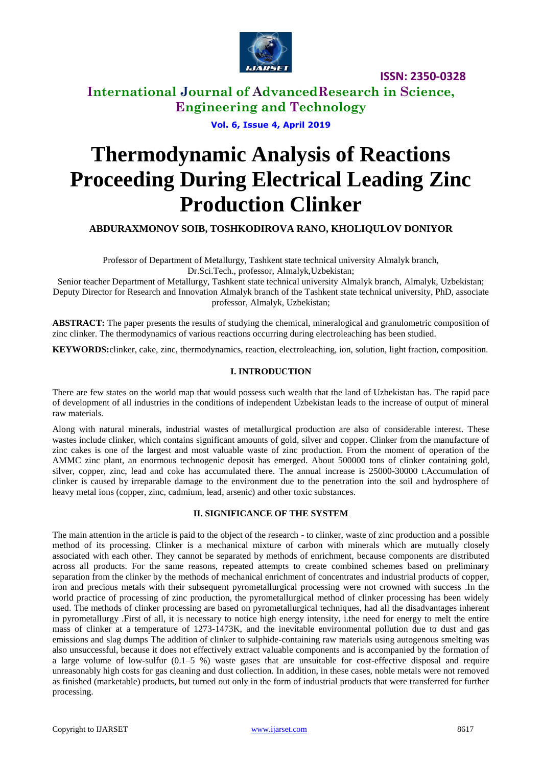# Thermodynamic Analysis of Reactions Proceeding During Electrical Leading Zinc Production Clinker

**ABDURAXMONOV SOIB, TOSHKODIROVA RANO, KHOLIQULOV DONIYOR**

Professor of Department of Metallurgy, Tashkent state technical university Almalyk branch, Dr.Sci.Tech., professor, Almalyk,Uzbekistan;

Senior teacher Department of Metallurgy, Tashkent state technical university Almalyk branch, Almalyk, Uzbekistan;

Deputy Director for Research and Innovation Almalyk branch of the Tashkent state technical university, PhD, associate professor, Almalyk, Uzbekistan;

**ABSTRACT:** The paper presents the results of studying the chemical, mineralogical and granulometric composition of zinc clinker. The thermodynamics of various reactions occurring during electroleaching has been studied.

**KEYWORDS:** clinker, cake, zinc, thermodynamics, reaction, electroleaching, ion, solution, light fraction, composition.

## I. INTRODUCTION

There are few states on the world map that would possess such wealth that the land of Uzbekistan has. The rapid pace of development of all industries in the conditions of independent Uzbekistan leads to the increase of output of mineral raw materials.

Along with natural minerals, industrial wastes of metallurgical production are also of considerable interest. These wastes include clinker, which contains significant amounts of gold, silver and copper. Clinker from the manufacture of zinc cakes is one of the largest and most valuable waste of zinc production. From the moment of operation of the AMMC zinc plant, an enormous technogenic deposit has emerged. About 500000 tons of clinker containing gold, silver, copper, zinc, lead and coke has accumulated there. The annual increase is 25000-30000 t.Accumulation of clinker is caused by irreparable damage to the environment due to the penetration into the soil and hydrosphere of heavy metal ions (copper, zinc, cadmium, lead, arsenic) and other toxic substances.

## II. SIGNIFICANCE OF THE SYSTEM

The main attention in the article is paid to the object of the research - to clinker, waste of zinc production and a possible method of its processing. Clinker is a mechanical mixture of carbon with minerals which are mutually closely associated with each other. They cannot be separated by methods of enrichment, because components are distributed across all products. For the same reasons, repeated attempts to create combined schemes based on preliminary separation from the clinker by the methods of mechanical enrichment of concentrates and industrial products of copper, iron and precious metals with their subsequent pyrometallurgical processing were not crowned with success .In the world practice of processing of zinc production, the pyrometallurgical method of clinker processing has been widely used. The methods of clinker processing are based on pyrometallurgical techniques, had all the disadvantages inherent in pyrometallurgy .First of all, it is necessary to notice high energy intensity, i.the need for energy to melt the entire mass of clinker at a temperature of 1273-1473K, and the inevitable environmental pollution due to dust and gas emissions and slag dumps The addition of clinker to sulphide-containing raw materials using autogenous smelting was also unsuccessful, because it does not effectively extract valuable components and is accompanied by the formation of a large volume of low-sulfur (0.1–5 %) waste gases that are unsuitable for cost-effective disposal and require unreasonably high costs for gas cleaning and dust collection. In addition, in these cases, noble metals were not removed as finished (marketable) products, but turned out only in the form of industrial products that were transferred for further processing.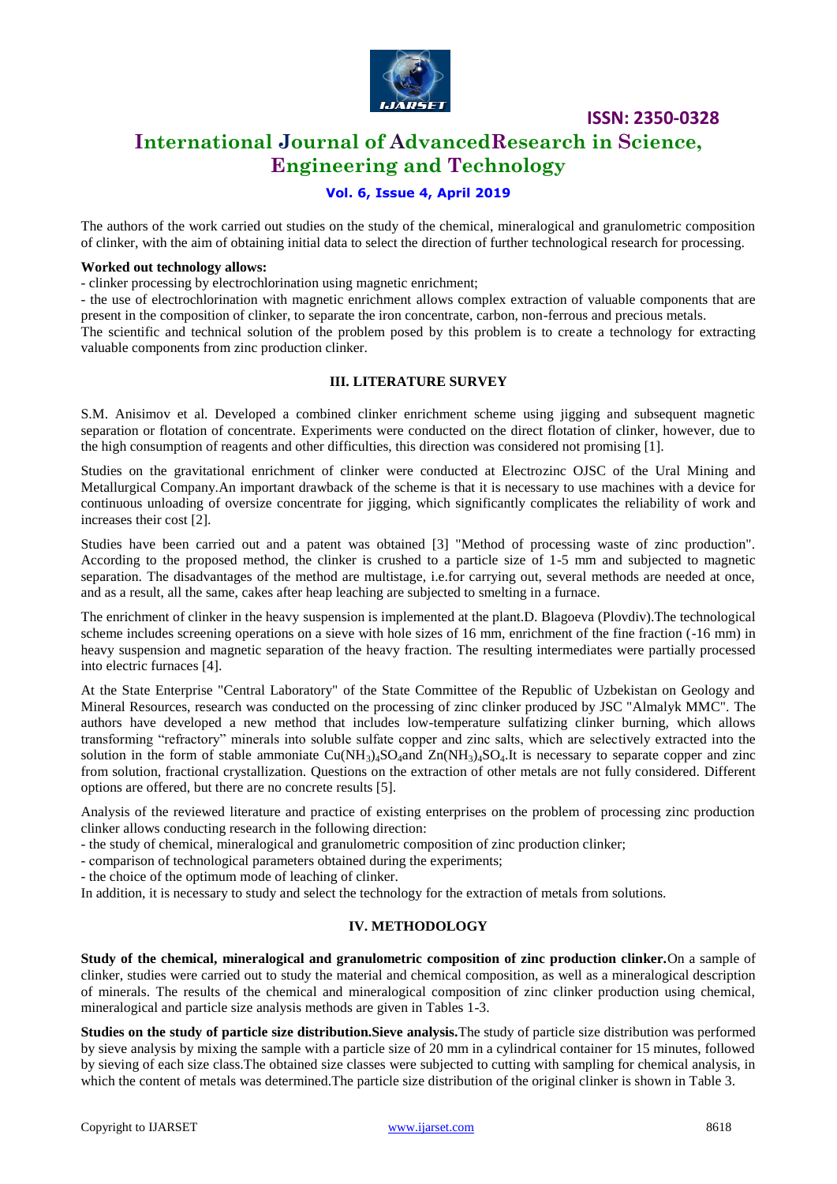The authors of the work carried out studies on the study of the chemical, mineralogical and granulometric composition of clinker, with the aim of obtaining initial data to select the direction of further technological research for processing.

**Worked out technology allows:**

- clinker processing by electrochlorination using magnetic enrichment;
- the use of electrochlorination with magnetic enrichment allows complex extraction of valuable components that are present in the composition of clinker, to separate the iron concentrate, carbon, non-ferrous and precious metals.

The scientific and technical solution of the problem posed by this problem is to create a technology for extracting valuable components from zinc production clinker.

## III. LITERATURE SURVEY

S.M. Anisimov et al. Developed a combined clinker enrichment scheme using jigging and subsequent magnetic separation or flotation of concentrate. Experiments were conducted on the direct flotation of clinker, however, due to the high consumption of reagents and other difficulties, this direction was considered not promising [1].

Studies on the gravitational enrichment of clinker were conducted at Electrozinc OJSC of the Ural Mining and Metallurgical Company.An important drawback of the scheme is that it is necessary to use machines with a device for continuous unloading of oversize concentrate for jigging, which significantly complicates the reliability of work and increases their cost [2].

Studies have been carried out and a patent was obtained [3] "Method of processing waste of zinc production". According to the proposed method, the clinker is crushed to a particle size of 1-5 mm and subjected to magnetic separation. The disadvantages of the method are multistage, i.e.for carrying out, several methods are needed at once, and as a result, all the same, cakes after heap leaching are subjected to smelting in a furnace.

The enrichment of clinker in the heavy suspension is implemented at the plant.D. Blagoeva (Plovdiv).The technological scheme includes screening operations on a sieve with hole sizes of 16 mm, enrichment of the fine fraction (-16 mm) in heavy suspension and magnetic separation of the heavy fraction. The resulting intermediates were partially processed into electric furnaces [4].

At the State Enterprise "Central Laboratory" of the State Committee of the Republic of Uzbekistan on Geology and Mineral Resources, research was conducted on the processing of zinc clinker produced by JSC "Almalyk MMC". The authors have developed a new method that includes low-temperature sulfatizing clinker burning, which allows transforming "refractory" minerals into soluble sulfate copper and zinc salts, which are selectively extracted into the solution in the form of stable ammoniate $Cu(NH_3)_4SO_4$and $Zn(NH_3)_4SO_4$.It is necessary to separate copper and zinc from solution, fractional crystallization. Questions on the extraction of other metals are not fully considered. Different options are offered, but there are no concrete results [5].

Analysis of the reviewed literature and practice of existing enterprises on the problem of processing zinc production clinker allows conducting research in the following direction:

- the study of chemical, mineralogical and granulometric composition of zinc production clinker;
- comparison of technological parameters obtained during the experiments;
- the choice of the optimum mode of leaching of clinker.

In addition, it is necessary to study and select the technology for the extraction of metals from solutions.

## IV. METHODOLOGY

**Study of the chemical, mineralogical and granulometric composition of zinc production clinker.**On a sample of clinker, studies were carried out to study the material and chemical composition, as well as a mineralogical description of minerals. The results of the chemical and mineralogical composition of zinc clinker production using chemical, mineralogical and particle size analysis methods are given in Tables 1-3.

**Studies on the study of particle size distribution.Sieve analysis.**The study of particle size distribution was performed by sieve analysis by mixing the sample with a particle size of 20 mm in a cylindrical container for 15 minutes, followed by sieving of each size class.The obtained size classes were subjected to cutting with sampling for chemical analysis, in which the content of metals was determined.The particle size distribution of the original clinker is shown in Table 3.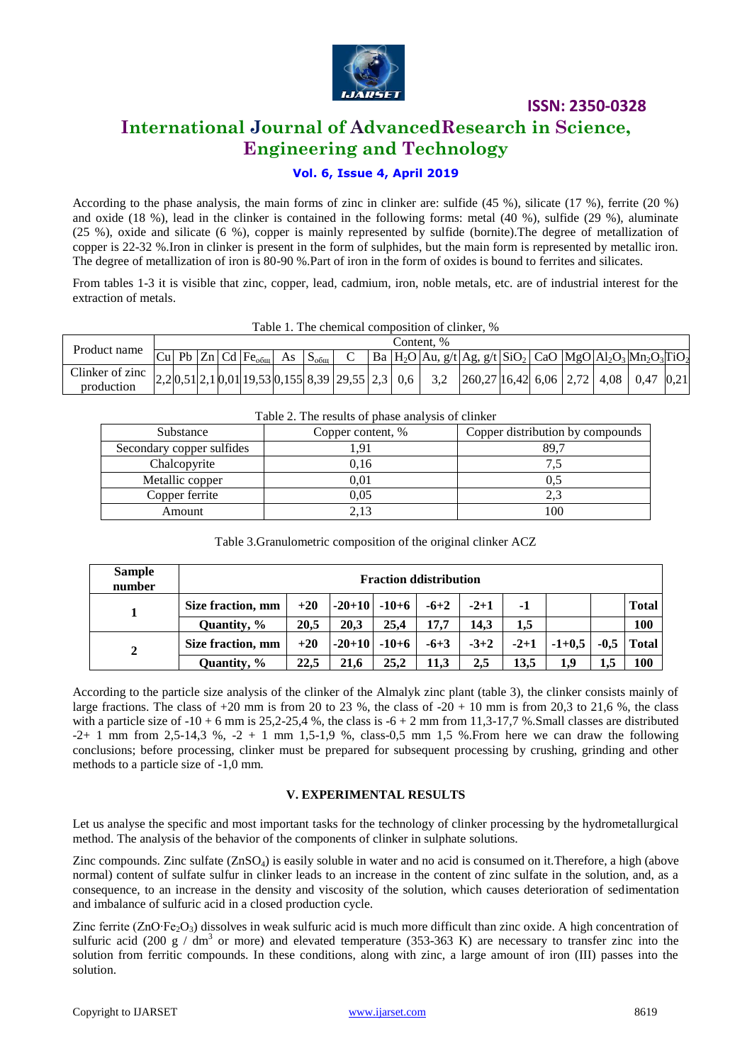According to the phase analysis, the main forms of zinc in clinker are: sulfide (45 %), silicate (17 %), ferrite (20 %) and oxide (18 %), lead in the clinker is contained in the following forms: metal (40 %), sulfide (29 %), aluminate (25 %), oxide and silicate (6 %), copper is mainly represented by sulfide (bornite).The degree of metallization of copper is 22-32 %.Iron in clinker is present in the form of sulphides, but the main form is represented by metallic iron. The degree of metallization of iron is 80-90 %.Part of iron in the form of oxides is bound to ferrites and silicates.

From tables 1-3 it is visible that zinc, copper, lead, cadmium, iron, noble metals, etc. are of industrial interest for the extraction of metals.

Table 1. The chemical composition of clinker, %

| Product name | Content, % | | | | | | | | | | | | | | | | | | |
|---|---|---|---|---|---|---|---|---|---|---|---|---|---|---|---|---|---|---|---|
| | Cu | Pb | Zn | Cd | $Fe_{общ}$ | As | $S_{общ}$ | C | Ba | $H_2O$ | Au, g/t | Ag, g/t | $SiO_2$ | CaO | MgO | $Al_2O_3$ | $Mn_2O_3$ | $TiO_2$ |
| Clinker of zinc production | 2,2 | 0,51 | 2,1 | 0,01 | 19,53 | 0,155 | 8,39 | 29,55 | 2,3 | 0,6 | 3,2 | 260,27 | 16,42 | 6,06 | 2,72 | 4,08 | 0,47 | 0,21 |

Table 2. The results of phase analysis of clinker

| Substance | Copper content, % | Copper distribution by compounds |
|---|---|---|
| Secondary copper sulfides | 1,91 | 89,7 |
| Chalcopyrite | 0,16 | 7,5 |
| Metallic copper | 0,01 | 0,5 |
| Copper ferrite | 0,05 | 2,3 |
| Amount | 2,13 | 100 |

Table 3.Granulometric composition of the original clinker ACZ

| **Sample number** | **Fraction ddistribution** | | | | | | | | | |
|---|---|---|---|---|---|---|---|---|---|---|
| **1** | **Size fraction, mm** | **+20** | **-20+10** | **-10+6** | **-6+2** | **-2+1** | **-1** | | | **Total** |
| | **Quantity, %** | **20,5** | **20,3** | **25,4** | **17,7** | **14,3** | **1,5** | | | **100** |
| **2** | **Size fraction, mm** | **+20** | **-20+10** | **-10+6** | **-6+3** | **-3+2** | **-2+1** | **-1+0,5** | **-0,5** | **Total** |
| | **Quantity, %** | **22,5** | **21,6** | **25,2** | **11,3** | **2,5** | **13,5** | **1,9** | **1,5** | **100** |

According to the particle size analysis of the clinker of the Almalyk zinc plant (table 3), the clinker consists mainly of large fractions. The class of +20 mm is from 20 to 23 %, the class of -20 + 10 mm is from 20,3 to 21,6 %, the class with a particle size of -10 + 6 mm is 25,2-25,4 %, the class is -6 + 2 mm from 11,3-17,7 %.Small classes are distributed -2+ 1 mm from 2,5-14,3 %, -2 + 1 mm 1,5-1,9 %, class-0,5 mm 1,5 %.From here we can draw the following conclusions; before processing, clinker must be prepared for subsequent processing by crushing, grinding and other methods to a particle size of -1,0 mm.

## V. EXPERIMENTAL RESULTS

Let us analyse the specific and most important tasks for the technology of clinker processing by the hydrometallurgical method. The analysis of the behavior of the components of clinker in sulphate solutions.

Zinc compounds. Zinc sulfate ($ZnSO_4$) is easily soluble in water and no acid is consumed on it.Therefore, a high (above normal) content of sulfate sulfur in clinker leads to an increase in the content of zinc sulfate in the solution, and, as a consequence, to an increase in the density and viscosity of the solution, which causes deterioration of sedimentation and imbalance of sulfuric acid in a closed production cycle.

Zinc ferrite ($ZnO{\cdot}Fe_2O_3$) dissolves in weak sulfuric acid is much more difficult than zinc oxide. A high concentration of sulfuric acid (200 g / $dm^3$ or more) and elevated temperature (353-363 K) are necessary to transfer zinc into the solution from ferritic compounds. In these conditions, along with zinc, a large amount of iron (III) passes into the solution.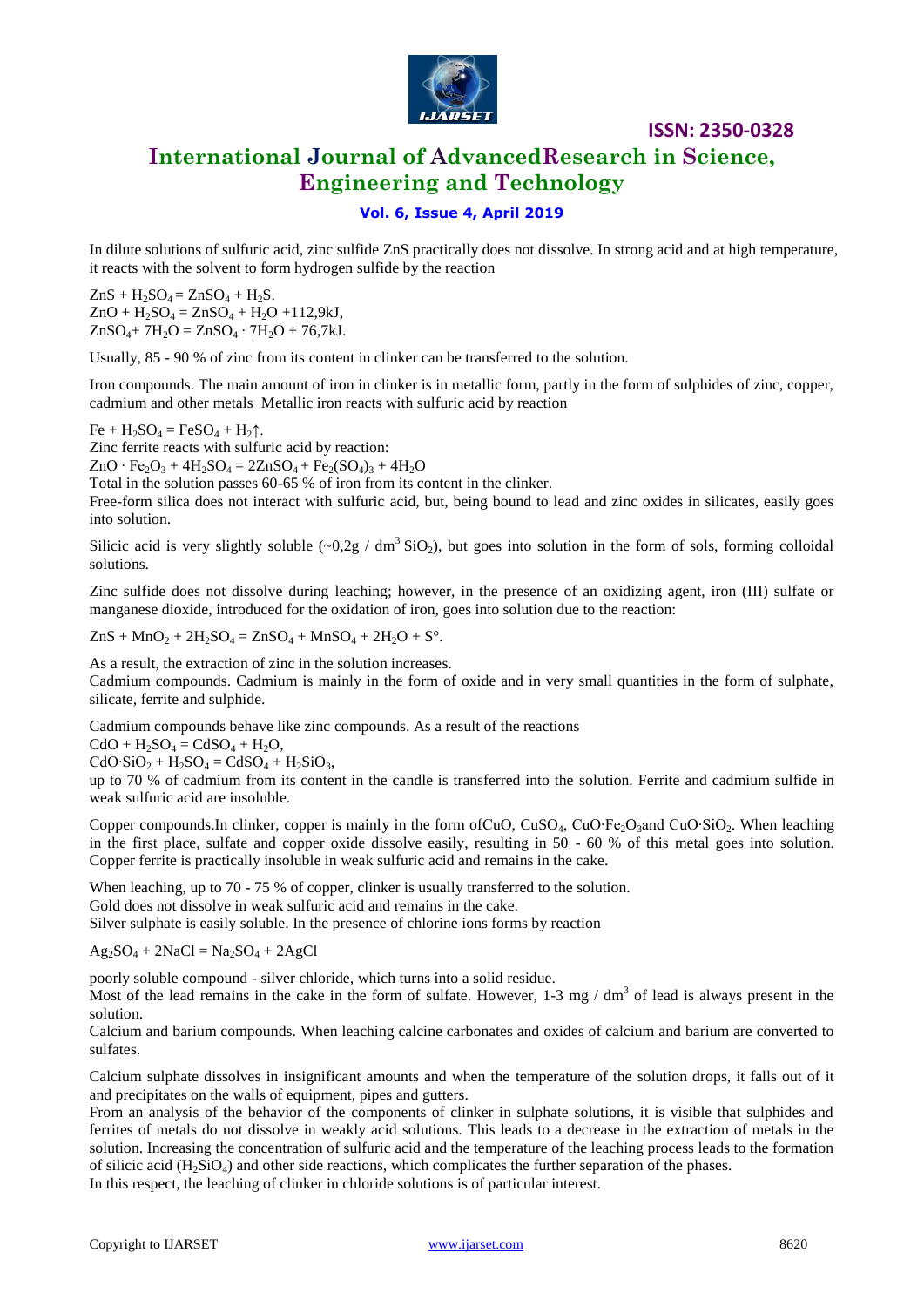In dilute solutions of sulfuric acid, zinc sulfide ZnS practically does not dissolve. In strong acid and at high temperature, it reacts with the solvent to form hydrogen sulfide by the reaction

$ZnS + H_2SO_4 = ZnSO_4 + H_2S$.
$ZnO + H_2SO_4 = ZnSO_4 + H_2O$ +112,9kJ,
$ZnSO_4 + 7H_2O = ZnSO_4 \cdot 7H_2O$ + 76,7kJ.

Usually, 85 - 90 % of zinc from its content in clinker can be transferred to the solution.

Iron compounds. The main amount of iron in clinker is in metallic form, partly in the form of sulphides of zinc, copper, cadmium and other metals Metallic iron reacts with sulfuric acid by reaction

$Fe + H_2SO_4 = FeSO_4 + H_2\uparrow$.
Zinc ferrite reacts with sulfuric acid by reaction:
$ZnO \cdot Fe_2O_3 + 4H_2SO_4 = 2ZnSO_4 + Fe_2(SO_4)_3 + 4H_2O$
Total in the solution passes 60-65 % of iron from its content in the clinker.
Free-form silica does not interact with sulfuric acid, but, being bound to lead and zinc oxides in silicates, easily goes into solution.

Silicic acid is very slightly soluble (~0,2g / $dm^3$ $SiO_2$), but goes into solution in the form of sols, forming colloidal solutions.

Zinc sulfide does not dissolve during leaching; however, in the presence of an oxidizing agent, iron (III) sulfate or manganese dioxide, introduced for the oxidation of iron, goes into solution due to the reaction:

$ZnS + MnO_2 + 2H_2SO_4 = ZnSO_4 + MnSO_4 + 2H_2O + S°$.

As a result, the extraction of zinc in the solution increases.
Cadmium compounds. Cadmium is mainly in the form of oxide and in very small quantities in the form of sulphate, silicate, ferrite and sulphide.

Cadmium compounds behave like zinc compounds. As a result of the reactions
$CdO + H_2SO_4 = CdSO_4 + H_2O$,
$CdO \cdot SiO_2 + H_2SO_4 = CdSO_4 + H_2SiO_3$,
up to 70 % of cadmium from its content in the candle is transferred into the solution. Ferrite and cadmium sulfide in weak sulfuric acid are insoluble.

Copper compounds.In clinker, copper is mainly in the form of$CuO$, $CuSO_4$, $CuO \cdot Fe_2O_3$and $CuO \cdot SiO_2$. When leaching in the first place, sulfate and copper oxide dissolve easily, resulting in 50 - 60 % of this metal goes into solution. Copper ferrite is practically insoluble in weak sulfuric acid and remains in the cake.

When leaching, up to 70 - 75 % of copper, clinker is usually transferred to the solution.
Gold does not dissolve in weak sulfuric acid and remains in the cake.
Silver sulphate is easily soluble. In the presence of chlorine ions forms by reaction

$Ag_2SO_4 + 2NaCl = Na_2SO_4 + 2AgCl$

poorly soluble compound - silver chloride, which turns into a solid residue.
Most of the lead remains in the cake in the form of sulfate. However, 1-3 mg / $dm^3$ of lead is always present in the solution.
Calcium and barium compounds. When leaching calcine carbonates and oxides of calcium and barium are converted to sulfates.

Calcium sulphate dissolves in insignificant amounts and when the temperature of the solution drops, it falls out of it and precipitates on the walls of equipment, pipes and gutters.
From an analysis of the behavior of the components of clinker in sulphate solutions, it is visible that sulphides and ferrites of metals do not dissolve in weakly acid solutions. This leads to a decrease in the extraction of metals in the solution. Increasing the concentration of sulfuric acid and the temperature of the leaching process leads to the formation of silicic acid ($H_2SiO_4$) and other side reactions, which complicates the further separation of the phases.
In this respect, the leaching of clinker in chloride solutions is of particular interest.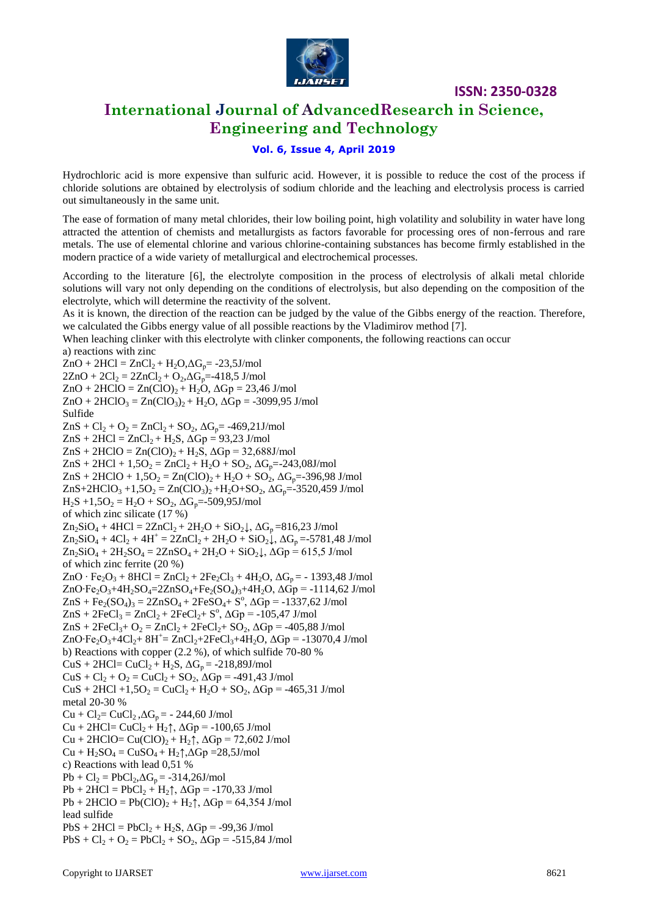Hydrochloric acid is more expensive than sulfuric acid. However, it is possible to reduce the cost of the process if chloride solutions are obtained by electrolysis of sodium chloride and the leaching and electrolysis process is carried out simultaneously in the same unit.

The ease of formation of many metal chlorides, their low boiling point, high volatility and solubility in water have long attracted the attention of chemists and metallurgists as factors favorable for processing ores of non-ferrous and rare metals. The use of elemental chlorine and various chlorine-containing substances has become firmly established in the modern practice of a wide variety of metallurgical and electrochemical processes.

According to the literature [6], the electrolyte composition in the process of electrolysis of alkali metal chloride solutions will vary not only depending on the conditions of electrolysis, but also depending on the composition of the electrolyte, which will determine the reactivity of the solvent.

As it is known, the direction of the reaction can be judged by the value of the Gibbs energy of the reaction. Therefore, we calculated the Gibbs energy value of all possible reactions by the Vladimirov method [7].

When leaching clinker with this electrolyte with clinker components, the following reactions can occur

a) reactions with zinc

$ZnO + 2HCl = ZnCl_2 + H_2O, \Delta G_p = -23{,}5$ J/mol

$2ZnO + 2Cl_2 = 2ZnCl_2 + O_2, \Delta G_p = -418{,}5$ J/mol

$ZnO + 2HClO = Zn(ClO)_2 + H_2O$, $\Delta Gp = 23{,}46$ J/mol

$ZnO + 2HClO_3 = Zn(ClO_3)_2 + H_2O$, $\Delta Gp = -3099{,}95$ J/mol

Sulfide

$ZnS + Cl_2 + O_2 = ZnCl_2 + SO_2, \Delta G_p = -469{,}21$ J/mol

$ZnS + 2HCl = ZnCl_2 + H_2S$, $\Delta Gp = 93{,}23$ J/mol

$ZnS + 2HClO = Zn(ClO)_2 + H_2S$, $\Delta Gp = 32{,}688$ J/mol

$ZnS + 2HCl + 1{,}5O_2 = ZnCl_2 + H_2O + SO_2, \Delta G_p = -243{,}08$ J/mol

$ZnS + 2HClO + 1{,}5O_2 = Zn(ClO)_2 + H_2O + SO_2, \Delta G_p = -396{,}98$ J/mol

$ZnS + 2HClO_3 + 1{,}5O_2 = Zn(ClO_3)_2 + H_2O + SO_2, \Delta G_p = -3520{,}459$ J/mol

$H_2S + 1{,}5O_2 = H_2O + SO_2, \Delta G_p = -509{,}95$ J/mol

of which zinc silicate (17 %)

$Zn_2SiO_4 + 4HCl = 2ZnCl_2 + 2H_2O + SiO_2\downarrow, \Delta G_p = 816{,}23$ J/mol

$Zn_2SiO_4 + 4Cl_2 + 4H^+ = 2ZnCl_2 + 2H_2O + SiO_2\downarrow, \Delta G_p = -5781{,}48$ J/mol

$Zn_2SiO_4 + 2H_2SO_4 = 2ZnSO_4 + 2H_2O + SiO_2\downarrow$, $\Delta Gp = 615{,}5$ J/mol

of which zinc ferrite (20 %)

$ZnO \cdot Fe_2O_3 + 8HCl = ZnCl_2 + 2Fe_2Cl_3 + 4H_2O, \Delta G_p = -1393{,}48$ J/mol

$ZnO{\cdot}Fe_2O_3 + 4H_2SO_4 = 2ZnSO_4 + Fe_2(SO_4)_3 + 4H_2O$, $\Delta Gp = -1114{,}62$ J/mol

$ZnS + Fe_2(SO_4)_3 = 2ZnSO_4 + 2FeSO_4 + S^o$, $\Delta Gp = -1337{,}62$ J/mol

$ZnS + 2FeCl_3 = ZnCl_2 + 2FeCl_2 + S^o$, $\Delta Gp = -105{,}47$ J/mol

$ZnS + 2FeCl_3 + O_2 = ZnCl_2 + 2FeCl_2 + SO_2$, $\Delta Gp = -405{,}88$ J/mol

$ZnO{\cdot}Fe_2O_3 + 4Cl_2 + 8H^+ = ZnCl_2 + 2FeCl_3 + 4H_2O$, $\Delta Gp = -13070{,}4$ J/mol

b) Reactions with copper (2.2 %), of which sulfide 70-80 %

$CuS + 2HCl = CuCl_2 + H_2S, \Delta G_p = -218{,}89$ J/mol

$CuS + Cl_2 + O_2 = CuCl_2 + SO_2$, $\Delta Gp = -491{,}43$ J/mol

$CuS + 2HCl + 1{,}5O_2 = CuCl_2 + H_2O + SO_2$, $\Delta Gp = -465{,}31$ J/mol

metal 20-30 %

$Cu + Cl_2 = CuCl_2, \Delta G_p = -244{,}60$ J/mol

$Cu + 2HCl = CuCl_2 + H_2\uparrow$, $\Delta Gp = -100{,}65$ J/mol

$Cu + 2HClO = Cu(ClO)_2 + H_2\uparrow$, $\Delta Gp = 72{,}602$ J/mol

$Cu + H_2SO_4 = CuSO_4 + H_2\uparrow, \Delta Gp = 28{,}5$ J/mol

c) Reactions with lead 0,51 %

$Pb + Cl_2 = PbCl_2, \Delta G_p = -314{,}26$ J/mol

$Pb + 2HCl = PbCl_2 + H_2\uparrow$, $\Delta Gp = -170{,}33$ J/mol

$Pb + 2HClO = Pb(ClO)_2 + H_2\uparrow$, $\Delta Gp = 64{,}354$ J/mol

lead sulfide

$PbS + 2HCl = PbCl_2 + H_2S$, $\Delta Gp = -99{,}36$ J/mol

$PbS + Cl_2 + O_2 = PbCl_2 + SO_2$, $\Delta Gp = -515{,}84$ J/mol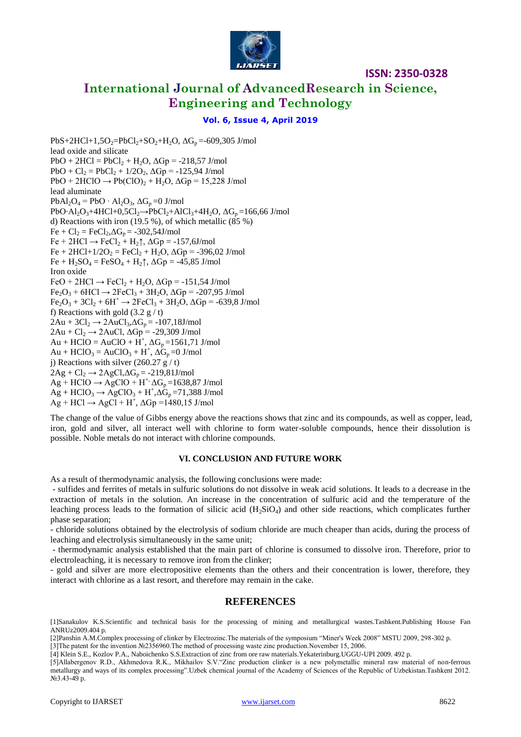$PbS+2HCl+1,5O_2=PbCl_2+SO_2+H_2O$, $\Delta G_p$=-609,305 J/mol

lead oxide and silicate

$PbO + 2HCl = PbCl_2 + H_2O$, $\Delta Gp$ = -218,57 J/mol

$PbO + Cl_2 = PbCl_2 + 1/2O_2$, $\Delta Gp$ = -125,94 J/mol

$PbO + 2HClO \rightarrow Pb(ClO)_2 + H_2O$, $\Delta Gp$ = 15,228 J/mol

lead aluminate

$PbAl_2O_4 = PbO \cdot Al_2O_3$, $\Delta G_p$ =0 J/mol

$PbO{\cdot}Al_2O_3+4HCl+0,5Cl_2 \rightarrow PbCl_2+AlCl_3+4H_2O$, $\Delta G_p$ =166,66 J/mol

d) Reactions with iron (19.5 %), of which metallic (85 %)

$Fe + Cl_2 = FeCl_2$, $\Delta G_p$ = -302,54J/mol

$Fe + 2HCl \rightarrow FeCl_2 + H_2\uparrow$, $\Delta Gp$ = -157,6J/mol

$Fe + 2HCl+1/2O_2 = FeCl_2 + H_2O$, $\Delta Gp$ = -396,02 J/mol

$Fe + H_2SO_4 = FeSO_4 + H_2\uparrow$, $\Delta Gp$ = -45,85 J/mol

Iron oxide

$FeO + 2HCl \rightarrow FeCl_2 + H_2O$, $\Delta Gp$ = -151,54 J/mol

$Fe_2O_3 + 6HCl \rightarrow 2FeCl_3 + 3H_2O$, $\Delta Gp$ = -207,95 J/mol

$Fe_2O_3 + 3Cl_2 + 6H^+ \rightarrow 2FeCl_3 + 3H_2O$, $\Delta Gp$ = -639,8 J/mol

f) Reactions with gold (3.2 g / t)

$2Au + 3Cl_2 \rightarrow 2AuCl_3$, $\Delta G_p$ = -107,18J/mol

$2Au + Cl_2 \rightarrow 2AuCl$, $\Delta Gp$ = -29,309 J/mol

$Au + HClO = AuClO + H^+$, $\Delta G_p$ =1561,71 J/mol

$Au + HClO_3 = AuClO_3 + H^+$, $\Delta G_p$ =0 J/mol

j) Reactions with silver (260.27 g / t)

$2Ag + Cl_2 \rightarrow 2AgCl$, $\Delta G_p$ = -219,81J/mol

$Ag + HClO \rightarrow AgClO + H^+$, $\Delta G_p$ =1638,87 J/mol

$Ag + HClO_3 \rightarrow AgClO_3 + H^+$, $\Delta G_p$ =71,388 J/mol

$Ag + HCl \rightarrow AgCl + H^+$, $\Delta Gp$ =1480,15 J/mol

The change of the value of Gibbs energy above the reactions shows that zinc and its compounds, as well as copper, lead, iron, gold and silver, all interact well with chlorine to form water-soluble compounds, hence their dissolution is possible. Noble metals do not interact with chlorine compounds.

## VI. CONCLUSION AND FUTURE WORK

As a result of thermodynamic analysis, the following conclusions were made:

- sulfides and ferrites of metals in sulfuric solutions do not dissolve in weak acid solutions. It leads to a decrease in the extraction of metals in the solution. An increase in the concentration of sulfuric acid and the temperature of the leaching process leads to the formation of silicic acid ($H_2SiO_4$) and other side reactions, which complicates further phase separation;
- chloride solutions obtained by the electrolysis of sodium chloride are much cheaper than acids, during the process of leaching and electrolysis simultaneously in the same unit;
- thermodynamic analysis established that the main part of chlorine is consumed to dissolve iron. Therefore, prior to electroleaching, it is necessary to remove iron from the clinker;
- gold and silver are more electropositive elements than the others and their concentration is lower, therefore, they interact with chlorine as a last resort, and therefore may remain in the cake.

## REFERENCES

[1]Sanakulov K.S.Scientific and technical basis for the processing of mining and metallurgical wastes.Tashkent.Publishing House Fan ANRUz2009.404 p.

[2]Panshin A.M.Complex processing of clinker by Electrozinc.The materials of the symposium "Miner's Week 2008" MSTU 2009, 298-302 p.

[3]The patent for the invention №2356960.The method of processing waste zinc production.November 15, 2006.

[4] Klein S.E., Kozlov P.A., Naboichenko S.S.Extraction of zinc from ore raw materials.Yekaterinburg.UGGU-UPI 2009. 492 p.

[5]Allabergenov R.D., Akhmedova R.K., Mikhailov S.V."Zinc production clinker is a new polymetallic mineral raw material of non-ferrous metallurgy and ways of its complex processing".Uzbek chemical journal of the Academy of Sciences of the Republic of Uzbekistan.Tashkent 2012. №3.43-49 p.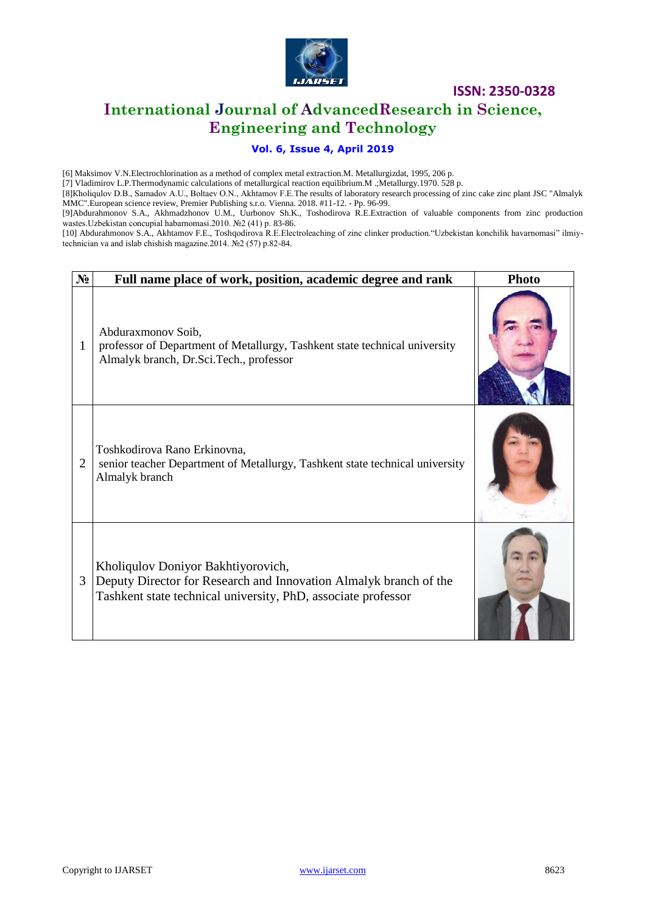[6] Maksimov V.N.Electrochlorination as a method of complex metal extraction.M. Metallurgizdat, 1995, 206 p.

[7] Vladimirov L.P.Thermodynamic calculations of metallurgical reaction equilibrium.M .;Metallurgy.1970. 528 p.

[8]Kholiqulov D.B., Samadov A.U., Boltaev O.N., Akhtamov F.E.The results of laboratory research processing of zinc cake zinc plant JSC "Almalyk MMC".European science review, Premier Publishing s.r.o. Vienna. 2018. #11-12. - Pp. 96-99.

[9]Abdurahmonov S.A., Akhmadzhonov U.M., Uurbonov Sh.K., Toshodirova R.E.Extraction of valuable components from zinc production wastes.Uzbekistan concupial habarnomasi.2010. №2 (41) p. 83-86.

[10] Abdurahmonov S.A., Akhtamov F.E., Toshqodirova R.E.Electroleaching of zinc clinker production."Uzbekistan konchilik havarnomasi" ilmiy-technician va and islab chishish magazine.2014. №2 (57) p.82-84.

| № | Full name place of work, position, academic degree and rank | Photo |
|---|---|---|
| 1 | Abduraxmonov Soib, professor of Department of Metallurgy, Tashkent state technical university Almalyk branch, Dr.Sci.Tech., professor | |
| 2 | Toshkodirova Rano Erkinovna, senior teacher Department of Metallurgy, Tashkent state technical university Almalyk branch | |
| 3 | Kholiqulov Doniyor Bakhtiyorovich, Deputy Director for Research and Innovation Almalyk branch of the Tashkent state technical university, PhD, associate professor | |